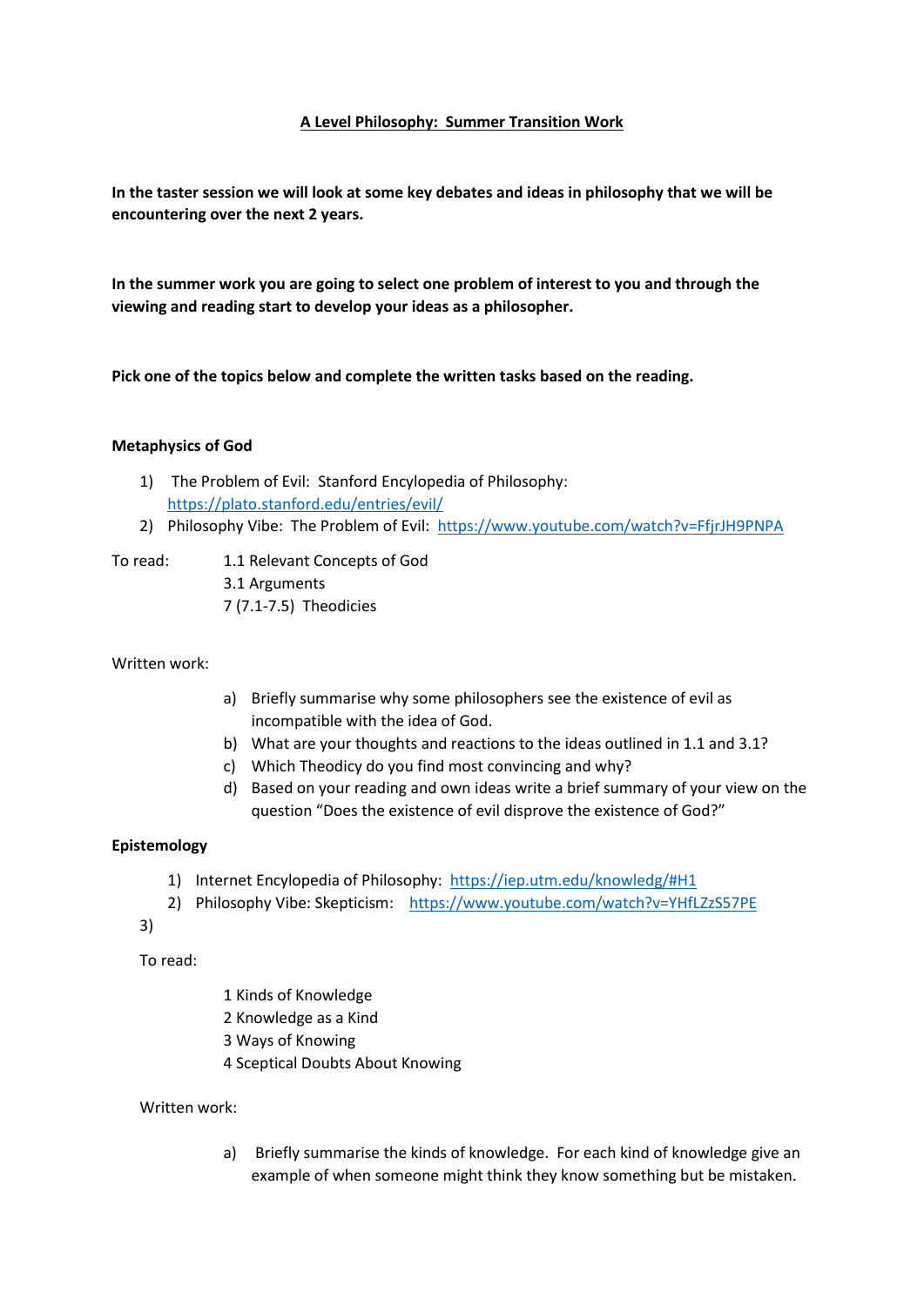# A Level Philosophy: Summer Transition Work

**In the taster session we will look at some key debates and ideas in philosophy that we will be encountering over the next 2 years.**

**In the summer work you are going to select one problem of interest to you and through the viewing and reading start to develop your ideas as a philosopher.**

**Pick one of the topics below and complete the written tasks based on the reading.**

## Metaphysics of God

1) The Problem of Evil: Stanford Encyclopedia of Philosophy: https://plato.stanford.edu/entries/evil/
2) Philosophy Vibe: The Problem of Evil: https://www.youtube.com/watch?v=FfjrJH9PNPA

To read:

- 1.1 Relevant Concepts of God
- 3.1 Arguments
- 7 (7.1-7.5) Theodicies

Written work:

a) Briefly summarise why some philosophers see the existence of evil as incompatible with the idea of God.
b) What are your thoughts and reactions to the ideas outlined in 1.1 and 3.1?
c) Which Theodicy do you find most convincing and why?
d) Based on your reading and own ideas write a brief summary of your view on the question "Does the existence of evil disprove the existence of God?"

## Epistemology

1) Internet Encyclopedia of Philosophy: https://iep.utm.edu/knowledg/#H1
2) Philosophy Vibe: Skepticism: https://www.youtube.com/watch?v=YHfLZzS57PE
3)

To read:

- 1 Kinds of Knowledge
- 2 Knowledge as a Kind
- 3 Ways of Knowing
- 4 Sceptical Doubts About Knowing

Written work:

a) Briefly summarise the kinds of knowledge. For each kind of knowledge give an example of when someone might think they know something but be mistaken.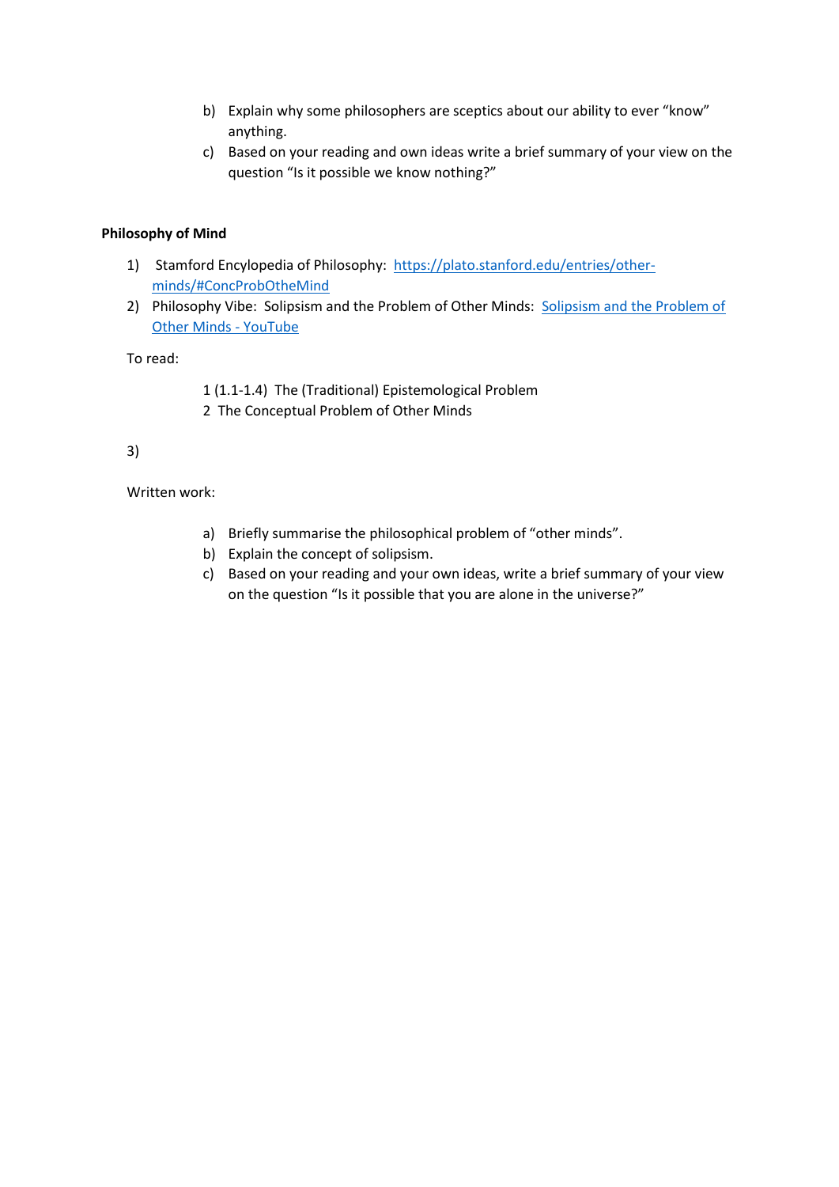b) Explain why some philosophers are sceptics about our ability to ever "know" anything.

c) Based on your reading and own ideas write a brief summary of your view on the question "Is it possible we know nothing?"

**Philosophy of Mind**

1) Stamford Encylopedia of Philosophy: [https://plato.stanford.edu/entries/other-minds/#ConcProbOtheMind](https://plato.stanford.edu/entries/other-minds/#ConcProbOtheMind)
2) Philosophy Vibe: Solipsism and the Problem of Other Minds: [Solipsism and the Problem of Other Minds - YouTube]()

To read:

1 (1.1-1.4) The (Traditional) Epistemological Problem
2 The Conceptual Problem of Other Minds

3)

Written work:

a) Briefly summarise the philosophical problem of "other minds".

b) Explain the concept of solipsism.

c) Based on your reading and your own ideas, write a brief summary of your view on the question "Is it possible that you are alone in the universe?"